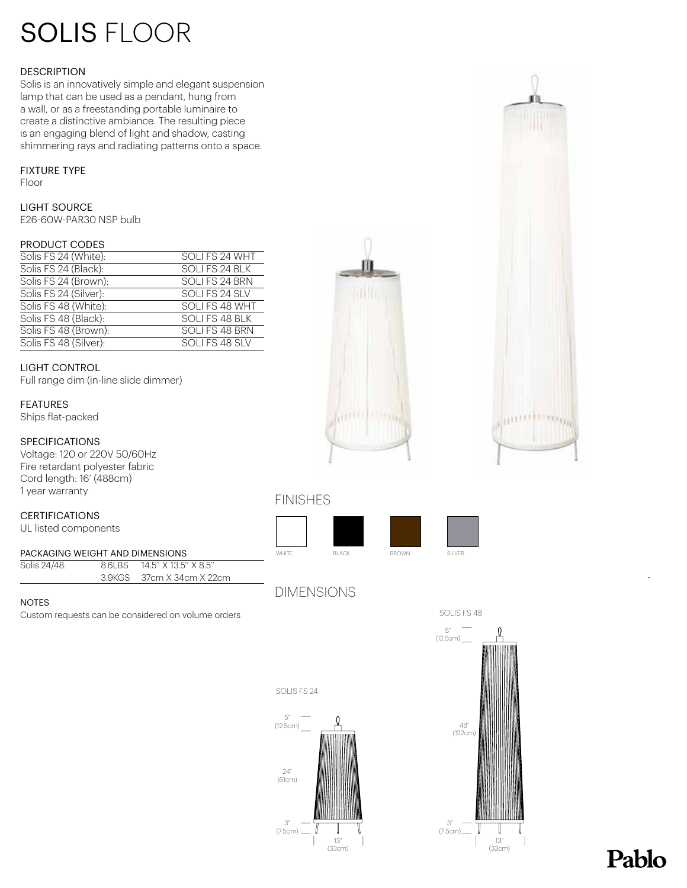# SOLIS FLOOR

### DESCRIPTION

Solis is an innovatively simple and elegant suspension lamp that can be used as a pendant, hung from a wall, or as a freestanding portable luminaire to create a distinctive ambiance. The resulting piece is an engaging blend of light and shadow, casting shimmering rays and radiating patterns onto a space.

### FIXTURE TYPE

Floor

### LIGHT SOURCE

E26-60W-PAR30 NSP bulb

### PRODUCT CODES

| | |
|---|---|
| Solis FS 24 (White): | SOLI FS 24 WHT |
| Solis FS 24 (Black): | SOLI FS 24 BLK |
| Solis FS 24 (Brown): | SOLI FS 24 BRN |
| Solis FS 24 (Silver): | SOLI FS 24 SLV |
| Solis FS 48 (White): | SOLI FS 48 WHT |
| Solis FS 48 (Black): | SOLI FS 48 BLK |
| Solis FS 48 (Brown): | SOLI FS 48 BRN |
| Solis FS 48 (Silver): | SOLI FS 48 SLV |

### LIGHT CONTROL

Full range dim (in-line slide dimmer)

### FEATURES

Ships flat-packed

### SPECIFICATIONS

Voltage: 120 or 220V 50/60Hz
Fire retardant polyester fabric
Cord length: 16' (488cm)
1 year warranty

### CERTIFICATIONS

UL listed components

### PACKAGING WEIGHT AND DIMENSIONS

| | | |
|---|---|---|
| Solis 24/48: | 8.6LBS | 14.5'' X 13.5'' X 8.5'' |
| | 3.9KGS | 37cm X 34cm X 22cm |

### NOTES

Custom requests can be considered on volume orders

## FINISHES

WHITE BLACK BROWN SILVER

## DIMENSIONS

SOLIS FS 24

5" (12.5cm)
24" (61cm)
3" (7.5cm)
13" (33cm)

SOLIS FS 48

5" (12.5cm)
48" (122cm)
3" (7.5cm)
13" (33cm)

Pablo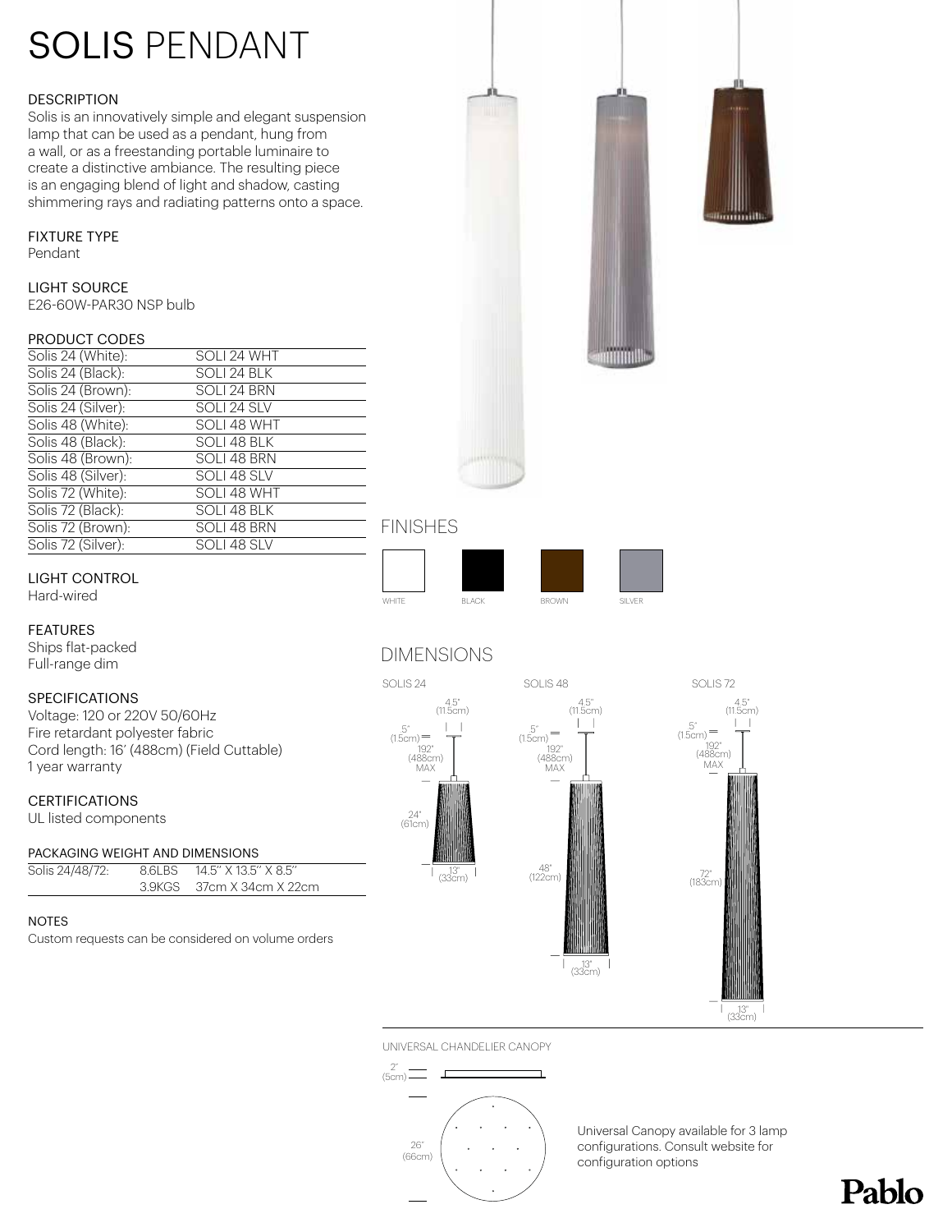# SOLIS PENDANT

## DESCRIPTION

Solis is an innovatively simple and elegant suspension lamp that can be used as a pendant, hung from a wall, or as a freestanding portable luminaire to create a distinctive ambiance. The resulting piece is an engaging blend of light and shadow, casting shimmering rays and radiating patterns onto a space.

## FIXTURE TYPE

Pendant

## LIGHT SOURCE

E26-60W-PAR30 NSP bulb

## PRODUCT CODES

| | |
|---|---|
| Solis 24 (White): | SOLI 24 WHT |
| Solis 24 (Black): | SOLI 24 BLK |
| Solis 24 (Brown): | SOLI 24 BRN |
| Solis 24 (Silver): | SOLI 24 SLV |
| Solis 48 (White): | SOLI 48 WHT |
| Solis 48 (Black): | SOLI 48 BLK |
| Solis 48 (Brown): | SOLI 48 BRN |
| Solis 48 (Silver): | SOLI 48 SLV |
| Solis 72 (White): | SOLI 48 WHT |
| Solis 72 (Black): | SOLI 48 BLK |
| Solis 72 (Brown): | SOLI 48 BRN |
| Solis 72 (Silver): | SOLI 48 SLV |

## LIGHT CONTROL

Hard-wired

## FEATURES

Ships flat-packed
Full-range dim

## SPECIFICATIONS

Voltage: 120 or 220V 50/60Hz
Fire retardant polyester fabric
Cord length: 16' (488cm) (Field Cuttable)
1 year warranty

## CERTIFICATIONS

UL listed components

## PACKAGING WEIGHT AND DIMENSIONS

| | | |
|---|---|---|
| Solis 24/48/72: | 8.6LBS | 14.5" X 13.5" X 8.5" |
| | 3.9KGS | 37cm X 34cm X 22cm |

## NOTES

Custom requests can be considered on volume orders

## FINISHES

WHITE
BLACK
BROWN
SILVER

## DIMENSIONS

SOLIS 24
4.5" (11.5cm)
.5" (1.5cm)
192" (488cm) MAX
24" (61cm)
13" (33cm)

SOLIS 48
4.5" (11.5cm)
.5" (1.5cm)
192" (488cm) MAX
48" (122cm)
13" (33cm)

SOLIS 72
4.5" (11.5cm)
.5" (1.5cm)
192" (488cm) MAX
72" (183cm)
13" (33cm)

UNIVERSAL CHANDELIER CANOPY

2" (5cm)
26" (66cm)

Universal Canopy available for 3 lamp configurations. Consult website for configuration options

Pablo